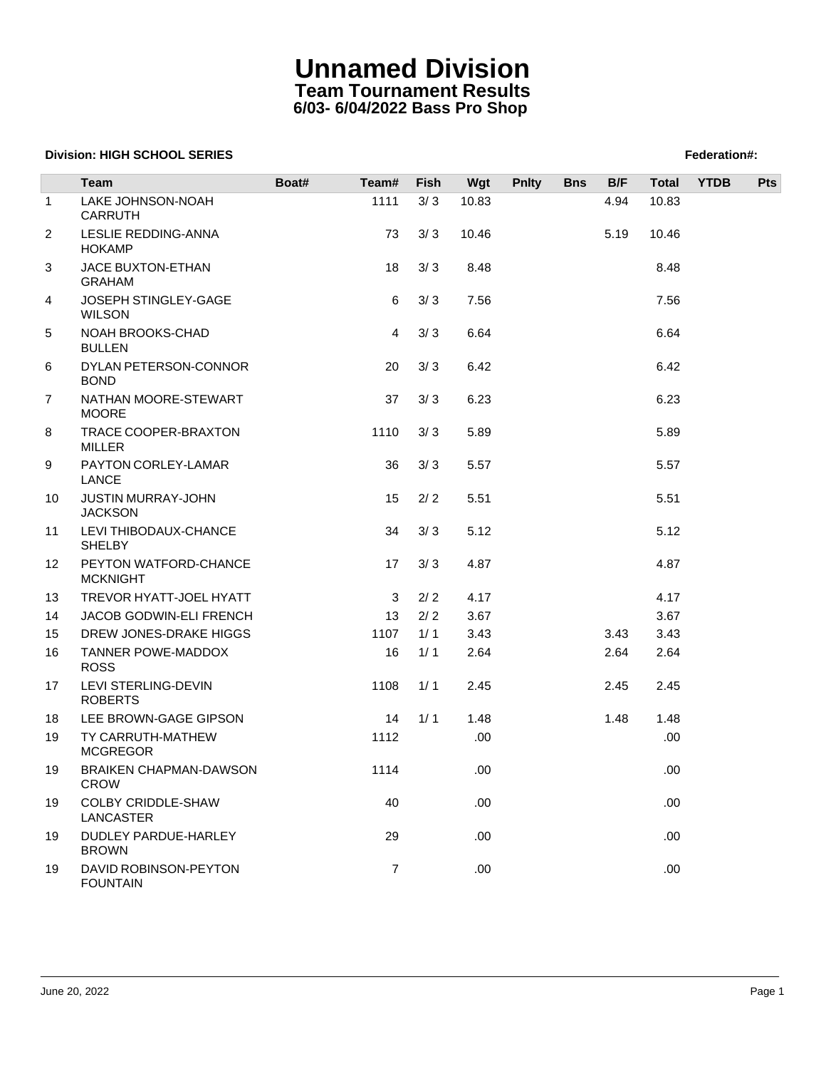# Unnamed Division

## Team Tournament Results

### 6/03- 6/04/2022 Bass Pro Shop

**Division: HIGH SCHOOL SERIES** **Federation#:**

| | Team | Boat# | Team# | Fish | Wgt | Pnlty | Bns | B/F | Total | YTDB | Pts |
|---|---|---|---|---|---|---|---|---|---|---|---|
| 1 | LAKE JOHNSON-NOAH CARRUTH | | 1111 | 3/ 3 | 10.83 | | | 4.94 | 10.83 | | |
| 2 | LESLIE REDDING-ANNA HOKAMP | | 73 | 3/ 3 | 10.46 | | | 5.19 | 10.46 | | |
| 3 | JACE BUXTON-ETHAN GRAHAM | | 18 | 3/ 3 | 8.48 | | | | 8.48 | | |
| 4 | JOSEPH STINGLEY-GAGE WILSON | | 6 | 3/ 3 | 7.56 | | | | 7.56 | | |
| 5 | NOAH BROOKS-CHAD BULLEN | | 4 | 3/ 3 | 6.64 | | | | 6.64 | | |
| 6 | DYLAN PETERSON-CONNOR BOND | | 20 | 3/ 3 | 6.42 | | | | 6.42 | | |
| 7 | NATHAN MOORE-STEWART MOORE | | 37 | 3/ 3 | 6.23 | | | | 6.23 | | |
| 8 | TRACE COOPER-BRAXTON MILLER | | 1110 | 3/ 3 | 5.89 | | | | 5.89 | | |
| 9 | PAYTON CORLEY-LAMAR LANCE | | 36 | 3/ 3 | 5.57 | | | | 5.57 | | |
| 10 | JUSTIN MURRAY-JOHN JACKSON | | 15 | 2/ 2 | 5.51 | | | | 5.51 | | |
| 11 | LEVI THIBODAUX-CHANCE SHELBY | | 34 | 3/ 3 | 5.12 | | | | 5.12 | | |
| 12 | PEYTON WATFORD-CHANCE MCKNIGHT | | 17 | 3/ 3 | 4.87 | | | | 4.87 | | |
| 13 | TREVOR HYATT-JOEL HYATT | | 3 | 2/ 2 | 4.17 | | | | 4.17 | | |
| 14 | JACOB GODWIN-ELI FRENCH | | 13 | 2/ 2 | 3.67 | | | | 3.67 | | |
| 15 | DREW JONES-DRAKE HIGGS | | 1107 | 1/ 1 | 3.43 | | | 3.43 | 3.43 | | |
| 16 | TANNER POWE-MADDOX ROSS | | 16 | 1/ 1 | 2.64 | | | 2.64 | 2.64 | | |
| 17 | LEVI STERLING-DEVIN ROBERTS | | 1108 | 1/ 1 | 2.45 | | | 2.45 | 2.45 | | |
| 18 | LEE BROWN-GAGE GIPSON | | 14 | 1/ 1 | 1.48 | | | 1.48 | 1.48 | | |
| 19 | TY CARRUTH-MATHEW MCGREGOR | | 1112 | | .00 | | | | .00 | | |
| 19 | BRAIKEN CHAPMAN-DAWSON CROW | | 1114 | | .00 | | | | .00 | | |
| 19 | COLBY CRIDDLE-SHAW LANCASTER | | 40 | | .00 | | | | .00 | | |
| 19 | DUDLEY PARDUE-HARLEY BROWN | | 29 | | .00 | | | | .00 | | |
| 19 | DAVID ROBINSON-PEYTON FOUNTAIN | | 7 | | .00 | | | | .00 | | |

June 20, 2022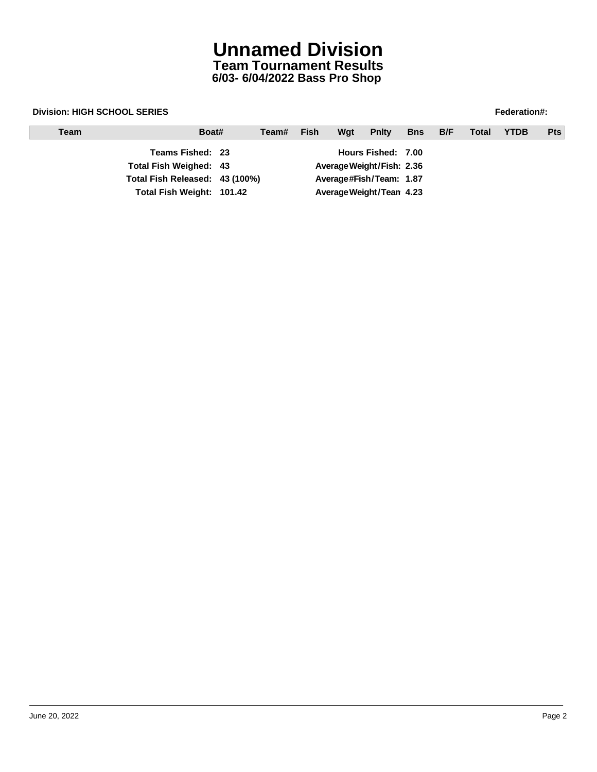# Unnamed Division

## Team Tournament Results

### 6/03- 6/04/2022 Bass Pro Shop

**Division: HIGH SCHOOL SERIES** **Federation#:**

| Team | Boat# | Team# | Fish | Wgt | Pnlty | Bns | B/F | Total | YTDB | Pts |
|---|---|---|---|---|---|---|---|---|---|---|

| | |
|---|---|
| **Teams Fished: 23** | **Hours Fished: 7.00** |
| **Total Fish Weighed: 43** | **AverageWeight/Fish: 2.36** |
| **Total Fish Released: 43 (100%)** | **Average#Fish/Team: 1.87** |
| **Total Fish Weight: 101.42** | **AverageWeight/Tean 4.23** |

June 20, 2022